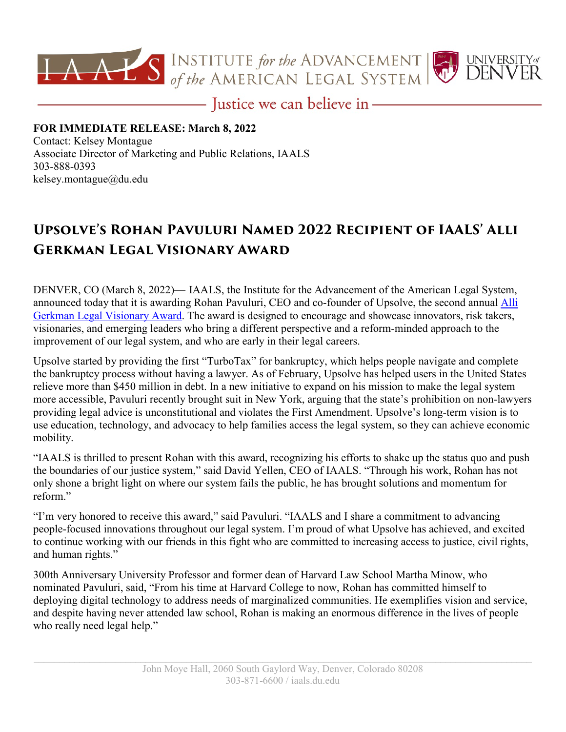INSTITUTE *for the* ADVANCEMENT *of the* AMERICAN LEGAL SYSTEM | UNIVERSITY *of* DENVER

Justice we can believe in

**FOR IMMEDIATE RELEASE: March 8, 2022**
Contact: Kelsey Montague
Associate Director of Marketing and Public Relations, IAALS
303-888-0393
kelsey.montague@du.edu

# Upsolve's Rohan Pavuluri Named 2022 Recipient of IAALS' Alli Gerkman Legal Visionary Award

DENVER, CO (March 8, 2022)— IAALS, the Institute for the Advancement of the American Legal System, announced today that it is awarding Rohan Pavuluri, CEO and co-founder of Upsolve, the second annual Alli Gerkman Legal Visionary Award. The award is designed to encourage and showcase innovators, risk takers, visionaries, and emerging leaders who bring a different perspective and a reform-minded approach to the improvement of our legal system, and who are early in their legal careers.

Upsolve started by providing the first "TurboTax" for bankruptcy, which helps people navigate and complete the bankruptcy process without having a lawyer. As of February, Upsolve has helped users in the United States relieve more than $450 million in debt. In a new initiative to expand on his mission to make the legal system more accessible, Pavuluri recently brought suit in New York, arguing that the state's prohibition on non-lawyers providing legal advice is unconstitutional and violates the First Amendment. Upsolve's long-term vision is to use education, technology, and advocacy to help families access the legal system, so they can achieve economic mobility.

"IAALS is thrilled to present Rohan with this award, recognizing his efforts to shake up the status quo and push the boundaries of our justice system," said David Yellen, CEO of IAALS. "Through his work, Rohan has not only shone a bright light on where our system fails the public, he has brought solutions and momentum for reform."

"I'm very honored to receive this award," said Pavuluri. "IAALS and I share a commitment to advancing people-focused innovations throughout our legal system. I'm proud of what Upsolve has achieved, and excited to continue working with our friends in this fight who are committed to increasing access to justice, civil rights, and human rights."

300th Anniversary University Professor and former dean of Harvard Law School Martha Minow, who nominated Pavuluri, said, "From his time at Harvard College to now, Rohan has committed himself to deploying digital technology to address needs of marginalized communities. He exemplifies vision and service, and despite having never attended law school, Rohan is making an enormous difference in the lives of people who really need legal help."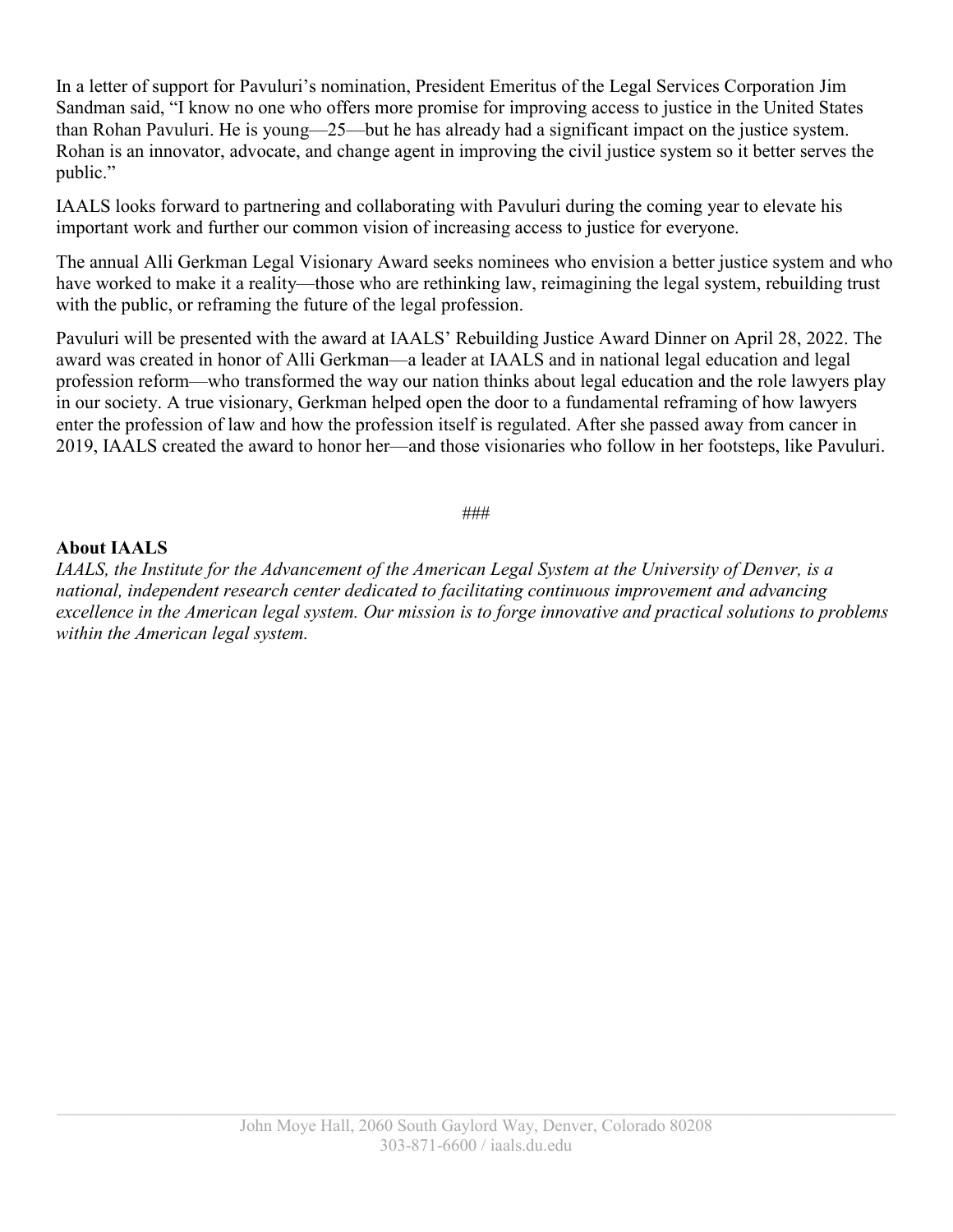In a letter of support for Pavuluri's nomination, President Emeritus of the Legal Services Corporation Jim Sandman said, "I know no one who offers more promise for improving access to justice in the United States than Rohan Pavuluri. He is young—25—but he has already had a significant impact on the justice system. Rohan is an innovator, advocate, and change agent in improving the civil justice system so it better serves the public."

IAALS looks forward to partnering and collaborating with Pavuluri during the coming year to elevate his important work and further our common vision of increasing access to justice for everyone.

The annual Alli Gerkman Legal Visionary Award seeks nominees who envision a better justice system and who have worked to make it a reality—those who are rethinking law, reimagining the legal system, rebuilding trust with the public, or reframing the future of the legal profession.

Pavuluri will be presented with the award at IAALS' Rebuilding Justice Award Dinner on April 28, 2022. The award was created in honor of Alli Gerkman—a leader at IAALS and in national legal education and legal profession reform—who transformed the way our nation thinks about legal education and the role lawyers play in our society. A true visionary, Gerkman helped open the door to a fundamental reframing of how lawyers enter the profession of law and how the profession itself is regulated. After she passed away from cancer in 2019, IAALS created the award to honor her—and those visionaries who follow in her footsteps, like Pavuluri.

###

**About IAALS**

*IAALS, the Institute for the Advancement of the American Legal System at the University of Denver, is a national, independent research center dedicated to facilitating continuous improvement and advancing excellence in the American legal system. Our mission is to forge innovative and practical solutions to problems within the American legal system.*

John Moye Hall, 2060 South Gaylord Way, Denver, Colorado 80208
303-871-6600 / iaals.du.edu